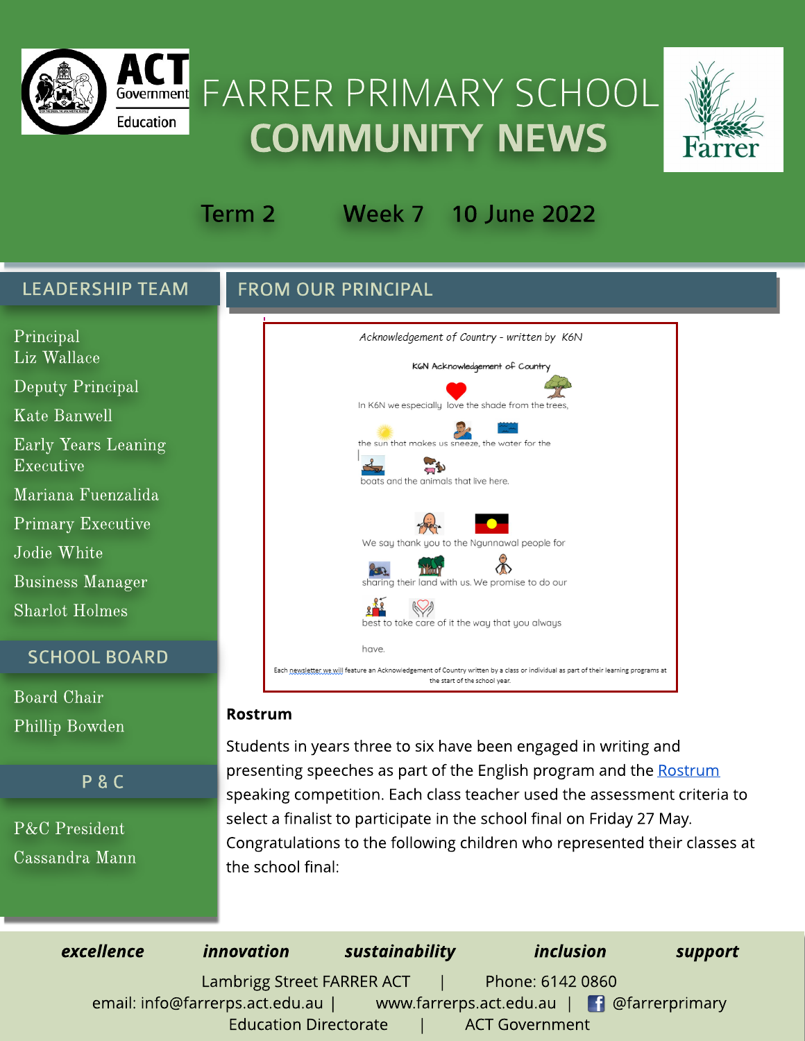# FARRER PRIMARY SCHOOL COMMUNITY NEWS

**Term 2 Week 7 10 June 2022**

## LEADERSHIP TEAM

Principal
Liz Wallace

Deputy Principal
Kate Banwell

Early Years Leaning Executive
Mariana Fuenzalida

Primary Executive
Jodie White

Business Manager
Sharlot Holmes

## SCHOOL BOARD

Board Chair
Phillip Bowden

## P & C

P&C President
Cassandra Mann

## FROM OUR PRINCIPAL

*Acknowledgement of Country - written by K6N*

K6N Acknowledgement of Country

In K6N we especially love the shade from the trees, the sun that makes us sneeze, the water for the boats and the animals that live here.

We say thank you to the Ngunnawal people for sharing their land with us. We promise to do our best to take care of it the way that you always have.

Each newsletter we will feature an Acknowledgement of Country written by a class or individual as part of their learning programs at the start of the school year.

### Rostrum

Students in years three to six have been engaged in writing and presenting speeches as part of the English program and the Rostrum speaking competition. Each class teacher used the assessment criteria to select a finalist to participate in the school final on Friday 27 May. Congratulations to the following children who represented their classes at the school final:

***excellence innovation sustainability inclusion support***

Lambrigg Street FARRER ACT | Phone: 6142 0860
email: info@farrerps.act.edu.au | www.farrerps.act.edu.au | @farrerprimary
Education Directorate | ACT Government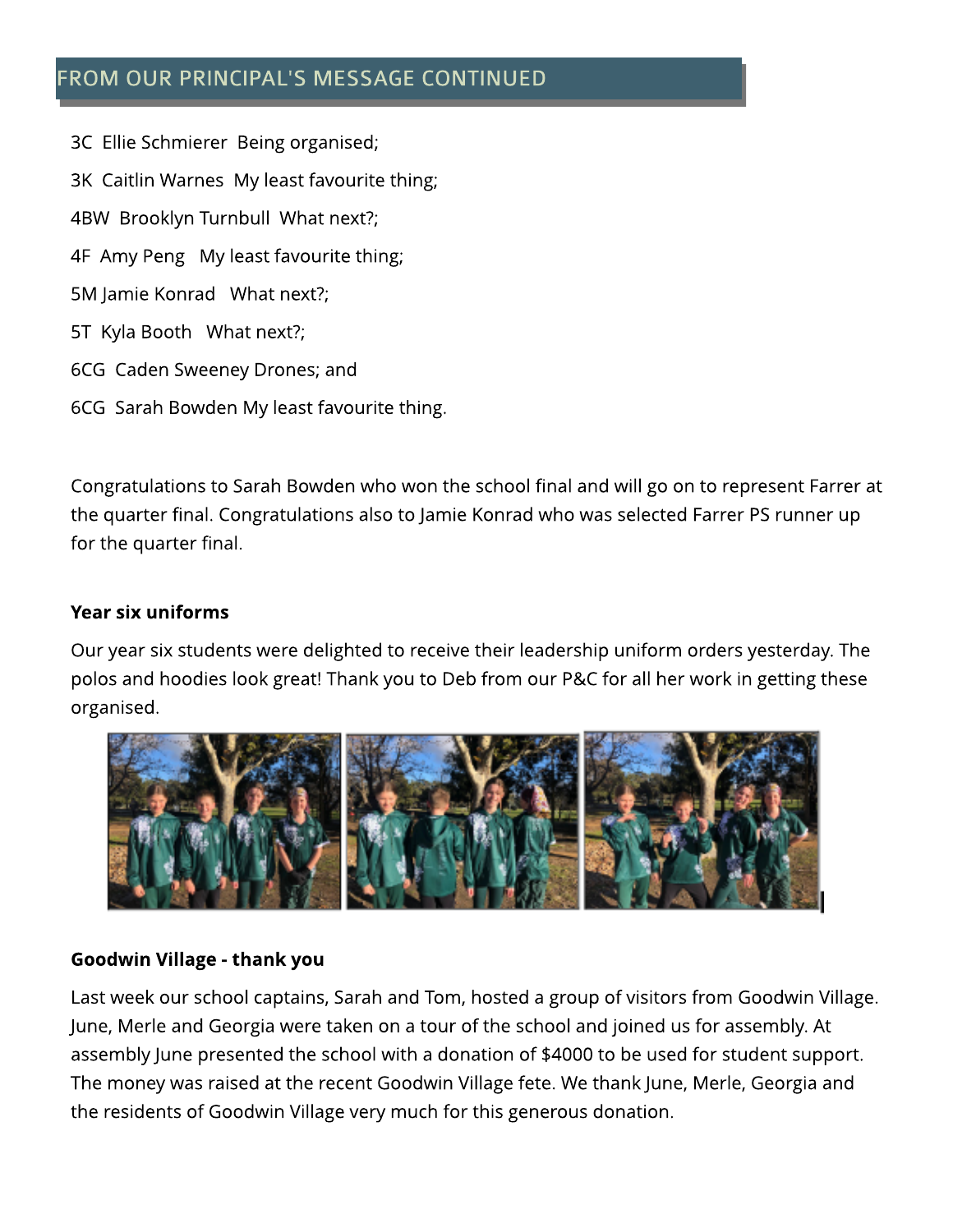## FROM OUR PRINCIPAL'S MESSAGE CONTINUED

3C Ellie Schmierer Being organised;

3K Caitlin Warnes My least favourite thing;

4BW Brooklyn Turnbull What next?;

4F Amy Peng My least favourite thing;

5M Jamie Konrad What next?;

5T Kyla Booth What next?;

6CG Caden Sweeney Drones; and

6CG Sarah Bowden My least favourite thing.

Congratulations to Sarah Bowden who won the school final and will go on to represent Farrer at the quarter final. Congratulations also to Jamie Konrad who was selected Farrer PS runner up for the quarter final.

**Year six uniforms**

Our year six students were delighted to receive their leadership uniform orders yesterday. The polos and hoodies look great! Thank you to Deb from our P&C for all her work in getting these organised.

**Goodwin Village - thank you**

Last week our school captains, Sarah and Tom, hosted a group of visitors from Goodwin Village. June, Merle and Georgia were taken on a tour of the school and joined us for assembly. At assembly June presented the school with a donation of $4000 to be used for student support. The money was raised at the recent Goodwin Village fete. We thank June, Merle, Georgia and the residents of Goodwin Village very much for this generous donation.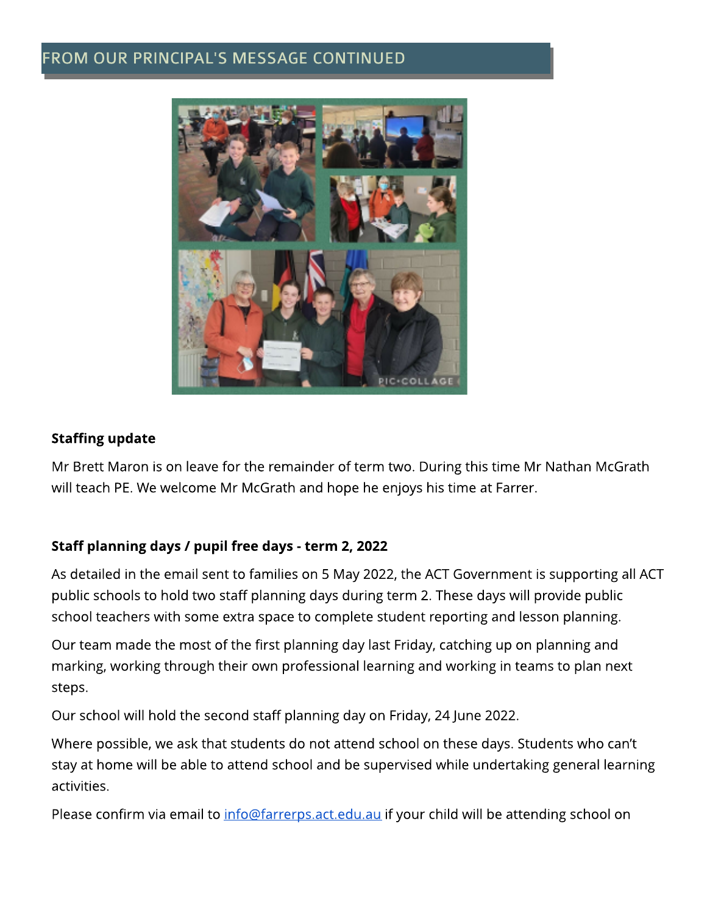## FROM OUR PRINCIPAL'S MESSAGE CONTINUED

**Staffing update**

Mr Brett Maron is on leave for the remainder of term two. During this time Mr Nathan McGrath will teach PE. We welcome Mr McGrath and hope he enjoys his time at Farrer.

**Staff planning days / pupil free days - term 2, 2022**

As detailed in the email sent to families on 5 May 2022, the ACT Government is supporting all ACT public schools to hold two staff planning days during term 2. These days will provide public school teachers with some extra space to complete student reporting and lesson planning.

Our team made the most of the first planning day last Friday, catching up on planning and marking, working through their own professional learning and working in teams to plan next steps.

Our school will hold the second staff planning day on Friday, 24 June 2022.

Where possible, we ask that students do not attend school on these days. Students who can't stay at home will be able to attend school and be supervised while undertaking general learning activities.

Please confirm via email to info@farrerps.act.edu.au if your child will be attending school on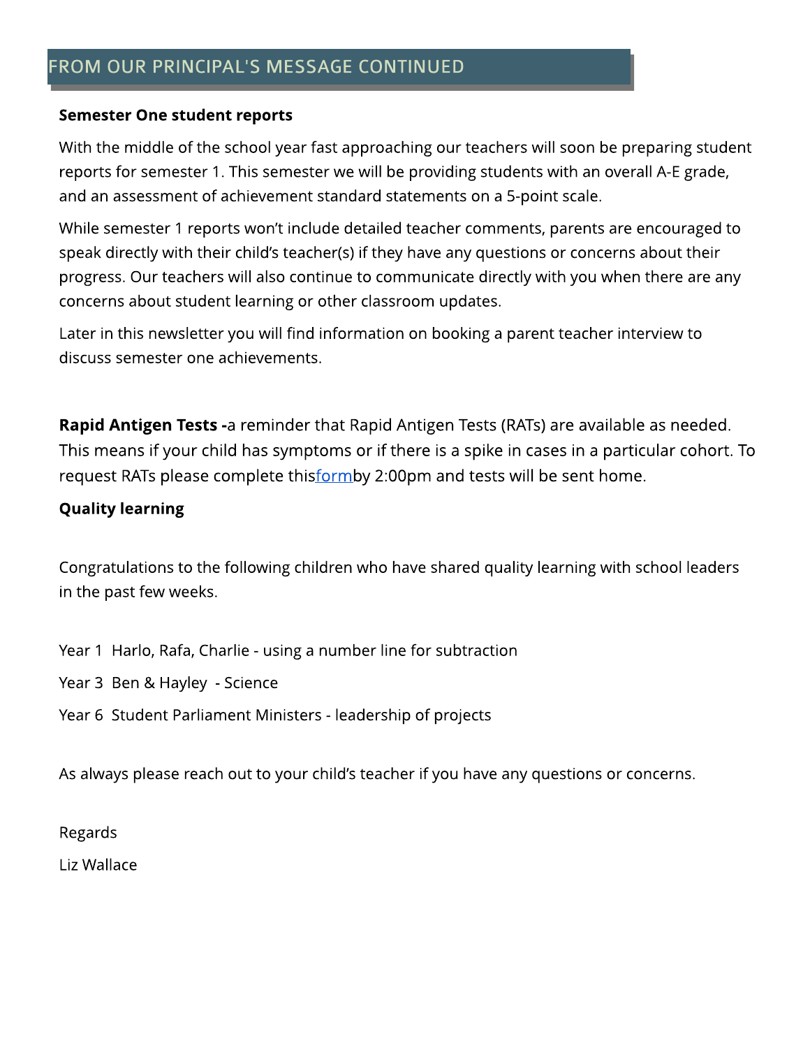## FROM OUR PRINCIPAL'S MESSAGE CONTINUED

**Semester One student reports**

With the middle of the school year fast approaching our teachers will soon be preparing student reports for semester 1. This semester we will be providing students with an overall A-E grade, and an assessment of achievement standard statements on a 5-point scale.

While semester 1 reports won't include detailed teacher comments, parents are encouraged to speak directly with their child's teacher(s) if they have any questions or concerns about their progress. Our teachers will also continue to communicate directly with you when there are any concerns about student learning or other classroom updates.

Later in this newsletter you will find information on booking a parent teacher interview to discuss semester one achievements.

**Rapid Antigen Tests -**a reminder that Rapid Antigen Tests (RATs) are available as needed. This means if your child has symptoms or if there is a spike in cases in a particular cohort. To request RATs please complete thisformby 2:00pm and tests will be sent home.

**Quality learning**

Congratulations to the following children who have shared quality learning with school leaders in the past few weeks.

Year 1 Harlo, Rafa, Charlie - using a number line for subtraction

Year 3 Ben & Hayley - Science

Year 6 Student Parliament Ministers - leadership of projects

As always please reach out to your child's teacher if you have any questions or concerns.

Regards

Liz Wallace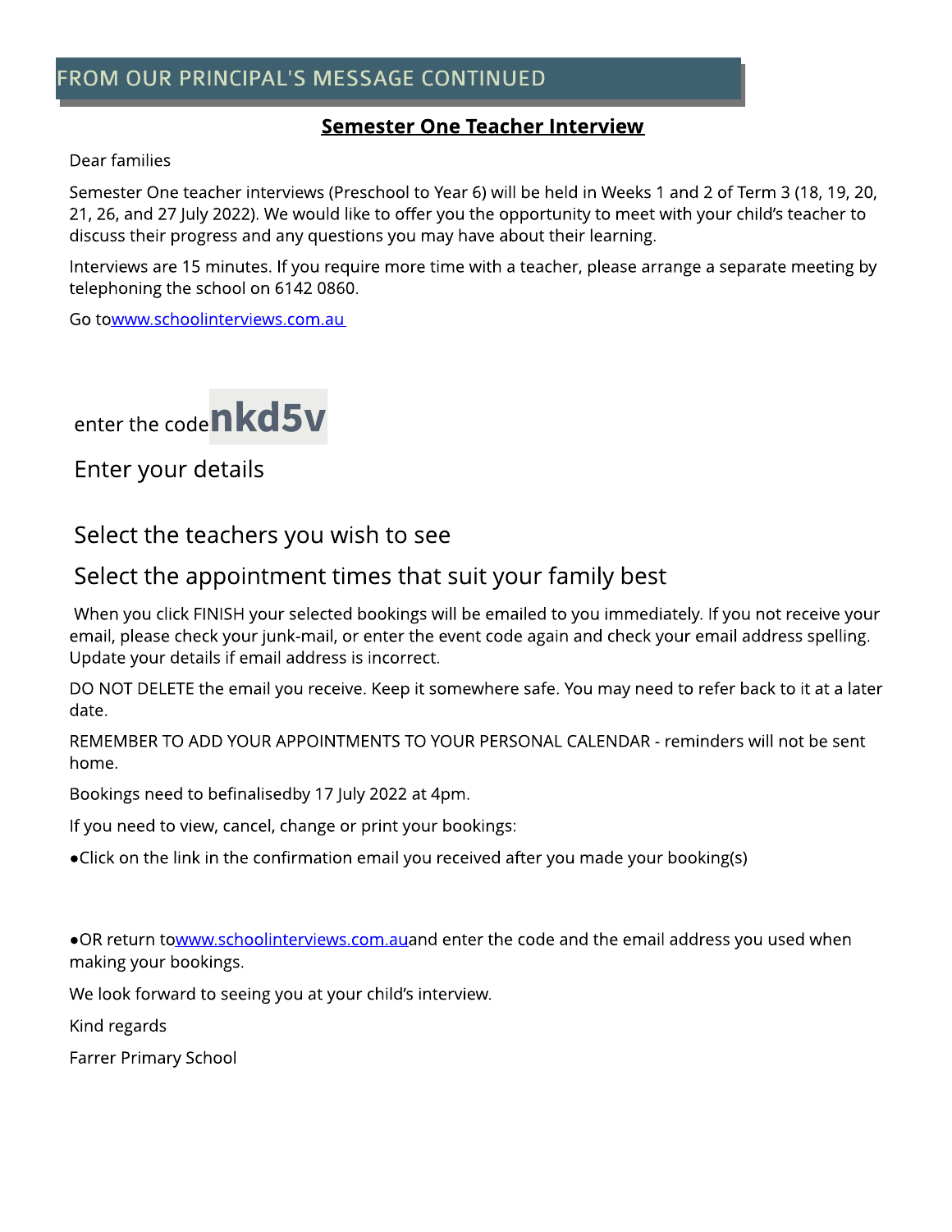## FROM OUR PRINCIPAL'S MESSAGE CONTINUED

### Semester One Teacher Interview

Dear families

Semester One teacher interviews (Preschool to Year 6) will be held in Weeks 1 and 2 of Term 3 (18, 19, 20, 21, 26, and 27 July 2022). We would like to offer you the opportunity to meet with your child's teacher to discuss their progress and any questions you may have about their learning.

Interviews are 15 minutes. If you require more time with a teacher, please arrange a separate meeting by telephoning the school on 6142 0860.

Go to www.schoolinterviews.com.au

enter the code **nkd5v**

Enter your details

Select the teachers you wish to see

Select the appointment times that suit your family best

When you click FINISH your selected bookings will be emailed to you immediately. If you not receive your email, please check your junk-mail, or enter the event code again and check your email address spelling. Update your details if email address is incorrect.

DO NOT DELETE the email you receive. Keep it somewhere safe. You may need to refer back to it at a later date.

REMEMBER TO ADD YOUR APPOINTMENTS TO YOUR PERSONAL CALENDAR - reminders will not be sent home.

Bookings need to befinalisedby 17 July 2022 at 4pm.

If you need to view, cancel, change or print your bookings:

- Click on the link in the confirmation email you received after you made your booking(s)
- OR return to www.schoolinterviews.com.au and enter the code and the email address you used when making your bookings.

We look forward to seeing you at your child's interview.

Kind regards

Farrer Primary School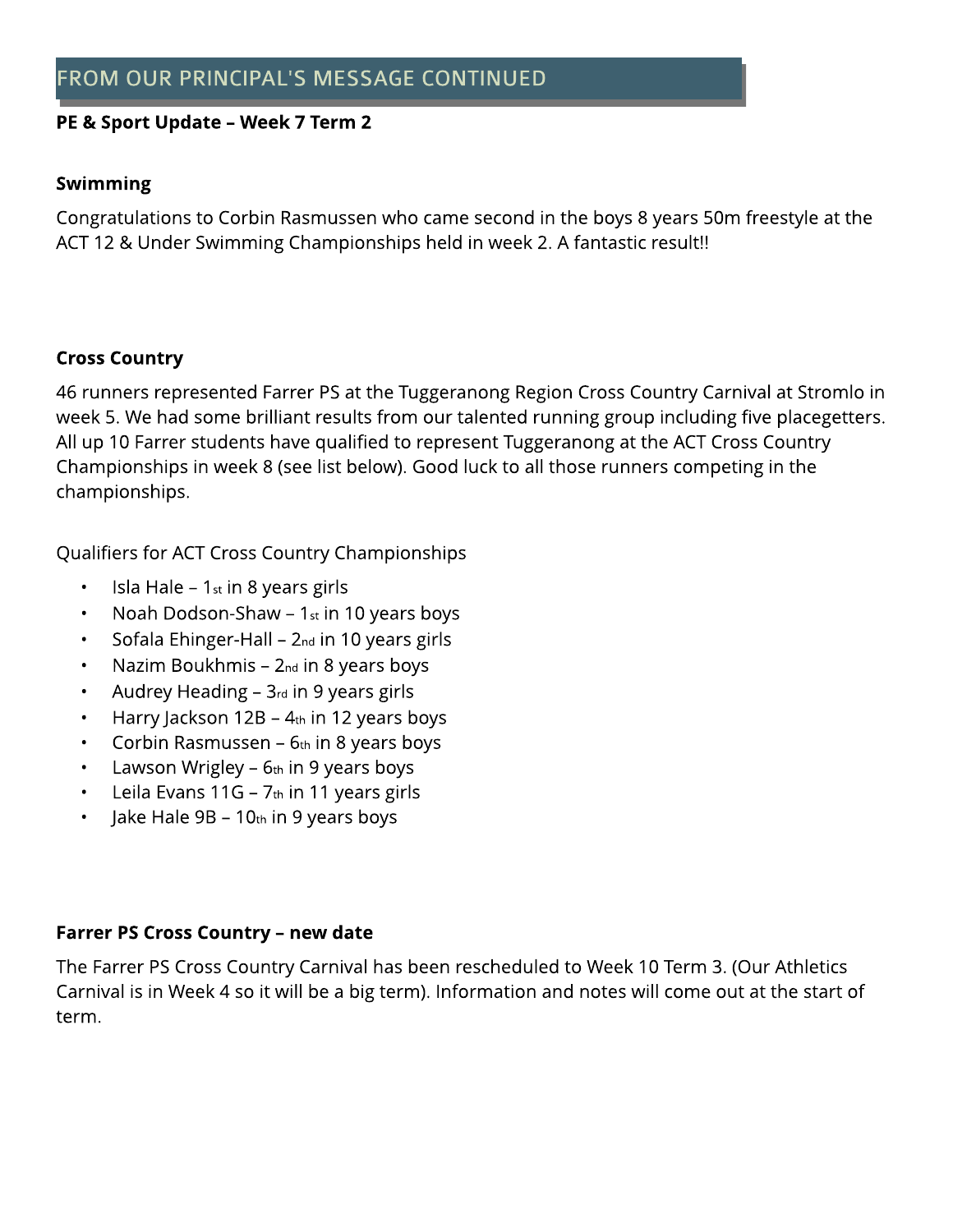## FROM OUR PRINCIPAL'S MESSAGE CONTINUED

**PE & Sport Update – Week 7 Term 2**

### Swimming

Congratulations to Corbin Rasmussen who came second in the boys 8 years 50m freestyle at the ACT 12 & Under Swimming Championships held in week 2. A fantastic result!!

### Cross Country

46 runners represented Farrer PS at the Tuggeranong Region Cross Country Carnival at Stromlo in week 5. We had some brilliant results from our talented running group including five placegetters. All up 10 Farrer students have qualified to represent Tuggeranong at the ACT Cross Country Championships in week 8 (see list below). Good luck to all those runners competing in the championships.

Qualifiers for ACT Cross Country Championships

- Isla Hale – 1st in 8 years girls
- Noah Dodson-Shaw – 1st in 10 years boys
- Sofala Ehinger-Hall – 2nd in 10 years girls
- Nazim Boukhmis – 2nd in 8 years boys
- Audrey Heading – 3rd in 9 years girls
- Harry Jackson 12B – 4th in 12 years boys
- Corbin Rasmussen – 6th in 8 years boys
- Lawson Wrigley – 6th in 9 years boys
- Leila Evans 11G – 7th in 11 years girls
- Jake Hale 9B – 10th in 9 years boys

### Farrer PS Cross Country – new date

The Farrer PS Cross Country Carnival has been rescheduled to Week 10 Term 3. (Our Athletics Carnival is in Week 4 so it will be a big term). Information and notes will come out at the start of term.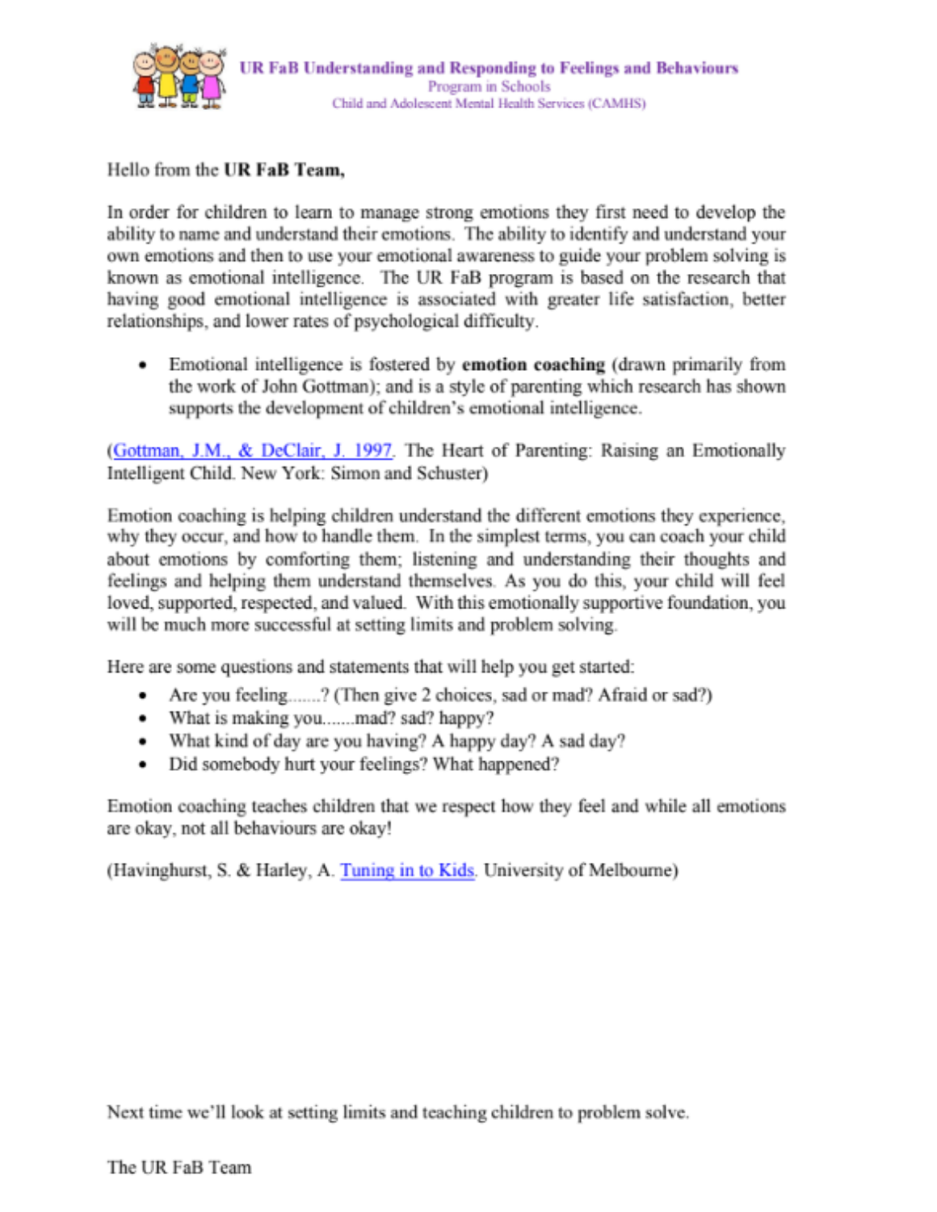**UR FaB Understanding and Responding to Feelings and Behaviours**
Program in Schools
Child and Adolescent Mental Health Services (CAMHS)

Hello from the **UR FaB Team,**

In order for children to learn to manage strong emotions they first need to develop the ability to name and understand their emotions. The ability to identify and understand your own emotions and then to use your emotional awareness to guide your problem solving is known as emotional intelligence. The UR FaB program is based on the research that having good emotional intelligence is associated with greater life satisfaction, better relationships, and lower rates of psychological difficulty.

- Emotional intelligence is fostered by **emotion coaching** (drawn primarily from the work of John Gottman); and is a style of parenting which research has shown supports the development of children's emotional intelligence.

(Gottman, J.M., & DeClair, J. 1997. The Heart of Parenting: Raising an Emotionally Intelligent Child. New York: Simon and Schuster)

Emotion coaching is helping children understand the different emotions they experience, why they occur, and how to handle them. In the simplest terms, you can coach your child about emotions by comforting them; listening and understanding their thoughts and feelings and helping them understand themselves. As you do this, your child will feel loved, supported, respected, and valued. With this emotionally supportive foundation, you will be much more successful at setting limits and problem solving.

Here are some questions and statements that will help you get started:

- Are you feeling.......? (Then give 2 choices, sad or mad? Afraid or sad?)
- What is making you.......mad? sad? happy?
- What kind of day are you having? A happy day? A sad day?
- Did somebody hurt your feelings? What happened?

Emotion coaching teaches children that we respect how they feel and while all emotions are okay, not all behaviours are okay!

(Havinghurst, S. & Harley, A. Tuning in to Kids. University of Melbourne)

Next time we'll look at setting limits and teaching children to problem solve.

The UR FaB Team